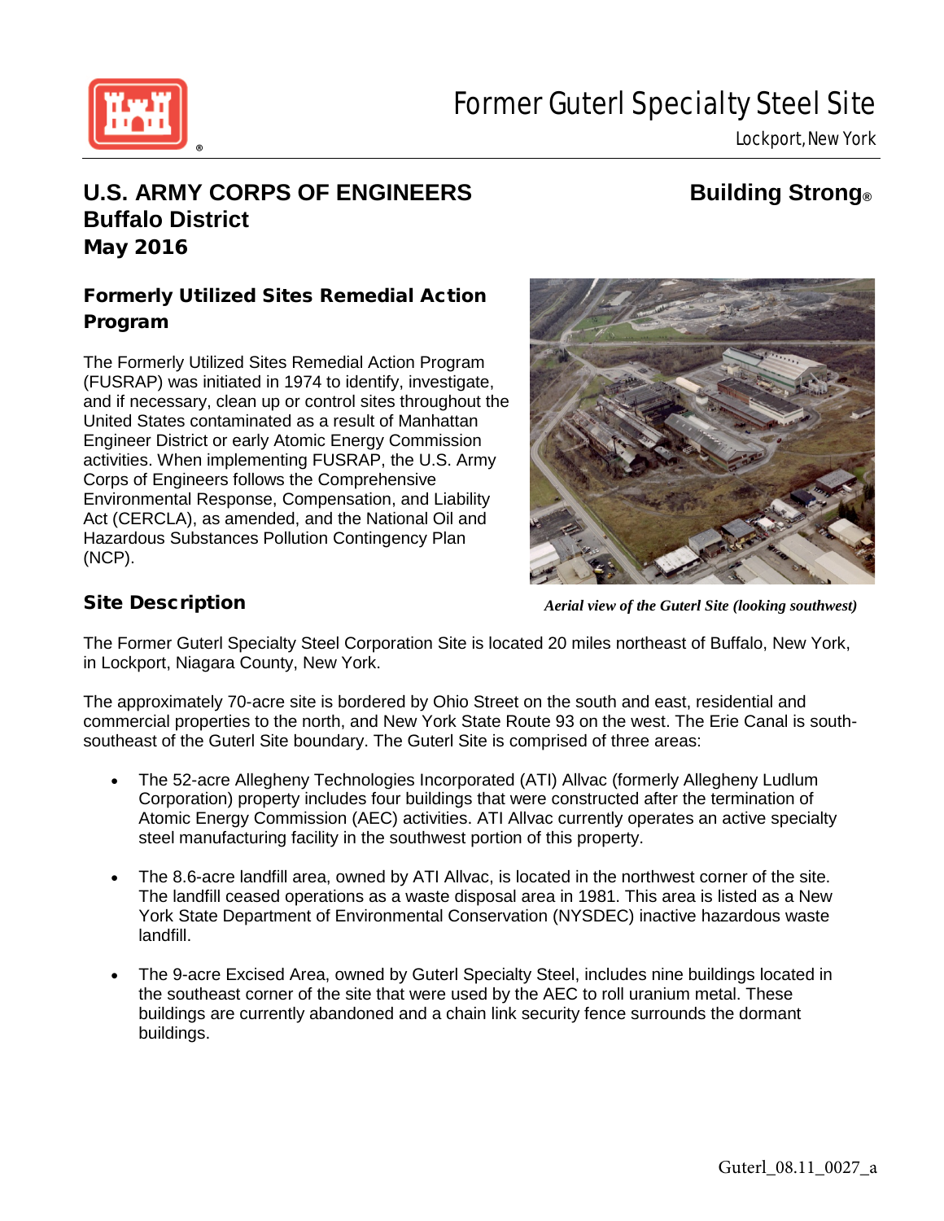# Former Guterl Specialty Steel Site

Lockport, New York

**U.S. ARMY CORPS OF ENGINEERS**
**Buffalo District**
**May 2016**

**Building Strong®**

## Formerly Utilized Sites Remedial Action Program

The Formerly Utilized Sites Remedial Action Program (FUSRAP) was initiated in 1974 to identify, investigate, and if necessary, clean up or control sites throughout the United States contaminated as a result of Manhattan Engineer District or early Atomic Energy Commission activities. When implementing FUSRAP, the U.S. Army Corps of Engineers follows the Comprehensive Environmental Response, Compensation, and Liability Act (CERCLA), as amended, and the National Oil and Hazardous Substances Pollution Contingency Plan (NCP).

*Aerial view of the Guterl Site (looking southwest)*

## Site Description

The Former Guterl Specialty Steel Corporation Site is located 20 miles northeast of Buffalo, New York, in Lockport, Niagara County, New York.

The approximately 70-acre site is bordered by Ohio Street on the south and east, residential and commercial properties to the north, and New York State Route 93 on the west. The Erie Canal is south-southeast of the Guterl Site boundary. The Guterl Site is comprised of three areas:

- The 52-acre Allegheny Technologies Incorporated (ATI) Allvac (formerly Allegheny Ludlum Corporation) property includes four buildings that were constructed after the termination of Atomic Energy Commission (AEC) activities. ATI Allvac currently operates an active specialty steel manufacturing facility in the southwest portion of this property.

- The 8.6-acre landfill area, owned by ATI Allvac, is located in the northwest corner of the site. The landfill ceased operations as a waste disposal area in 1981. This area is listed as a New York State Department of Environmental Conservation (NYSDEC) inactive hazardous waste landfill.

- The 9-acre Excised Area, owned by Guterl Specialty Steel, includes nine buildings located in the southeast corner of the site that were used by the AEC to roll uranium metal. These buildings are currently abandoned and a chain link security fence surrounds the dormant buildings.

Guterl_08.11_0027_a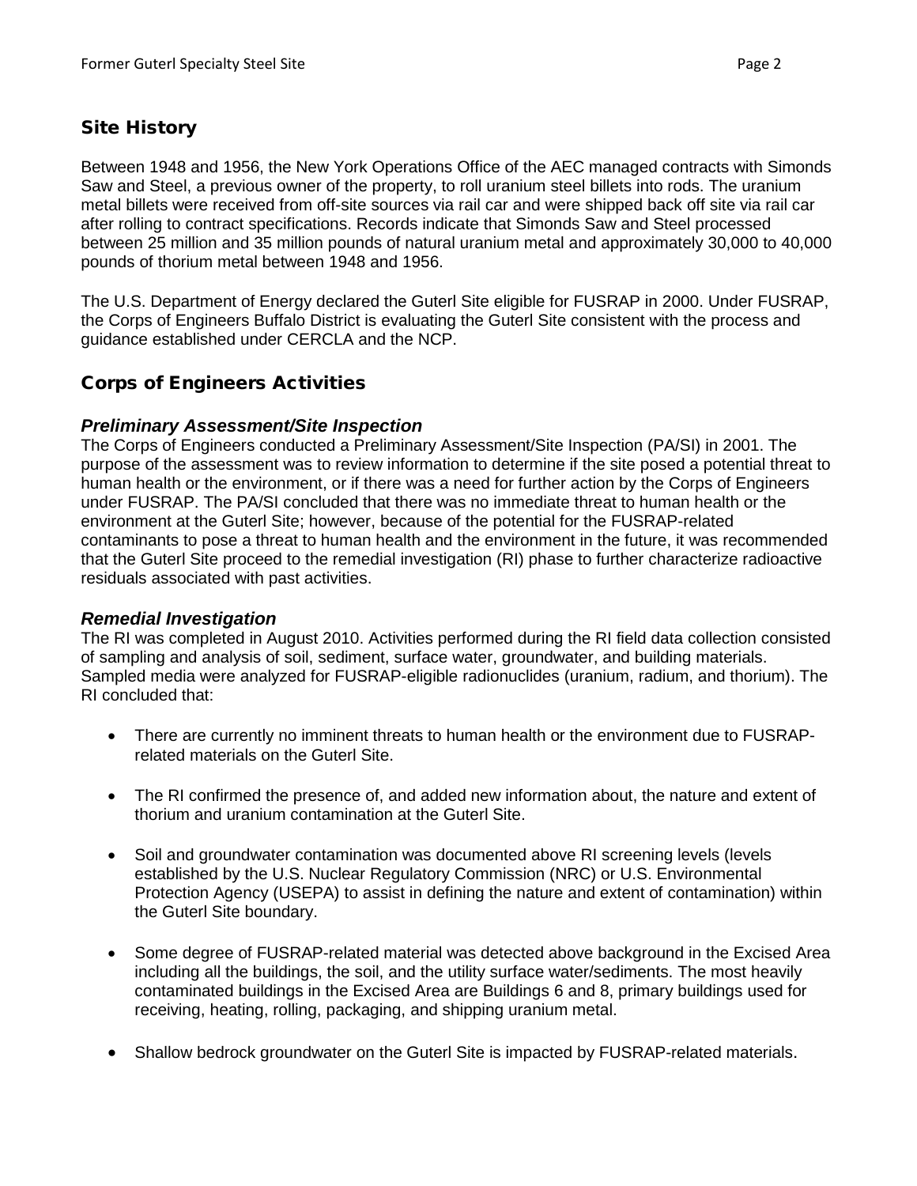## Site History

Between 1948 and 1956, the New York Operations Office of the AEC managed contracts with Simonds Saw and Steel, a previous owner of the property, to roll uranium steel billets into rods. The uranium metal billets were received from off-site sources via rail car and were shipped back off site via rail car after rolling to contract specifications. Records indicate that Simonds Saw and Steel processed between 25 million and 35 million pounds of natural uranium metal and approximately 30,000 to 40,000 pounds of thorium metal between 1948 and 1956.

The U.S. Department of Energy declared the Guterl Site eligible for FUSRAP in 2000. Under FUSRAP, the Corps of Engineers Buffalo District is evaluating the Guterl Site consistent with the process and guidance established under CERCLA and the NCP.

## Corps of Engineers Activities

### *Preliminary Assessment/Site Inspection*

The Corps of Engineers conducted a Preliminary Assessment/Site Inspection (PA/SI) in 2001. The purpose of the assessment was to review information to determine if the site posed a potential threat to human health or the environment, or if there was a need for further action by the Corps of Engineers under FUSRAP. The PA/SI concluded that there was no immediate threat to human health or the environment at the Guterl Site; however, because of the potential for the FUSRAP-related contaminants to pose a threat to human health and the environment in the future, it was recommended that the Guterl Site proceed to the remedial investigation (RI) phase to further characterize radioactive residuals associated with past activities.

### *Remedial Investigation*

The RI was completed in August 2010. Activities performed during the RI field data collection consisted of sampling and analysis of soil, sediment, surface water, groundwater, and building materials. Sampled media were analyzed for FUSRAP-eligible radionuclides (uranium, radium, and thorium). The RI concluded that:

- There are currently no imminent threats to human health or the environment due to FUSRAP-related materials on the Guterl Site.
- The RI confirmed the presence of, and added new information about, the nature and extent of thorium and uranium contamination at the Guterl Site.
- Soil and groundwater contamination was documented above RI screening levels (levels established by the U.S. Nuclear Regulatory Commission (NRC) or U.S. Environmental Protection Agency (USEPA) to assist in defining the nature and extent of contamination) within the Guterl Site boundary.
- Some degree of FUSRAP-related material was detected above background in the Excised Area including all the buildings, the soil, and the utility surface water/sediments. The most heavily contaminated buildings in the Excised Area are Buildings 6 and 8, primary buildings used for receiving, heating, rolling, packaging, and shipping uranium metal.
- Shallow bedrock groundwater on the Guterl Site is impacted by FUSRAP-related materials.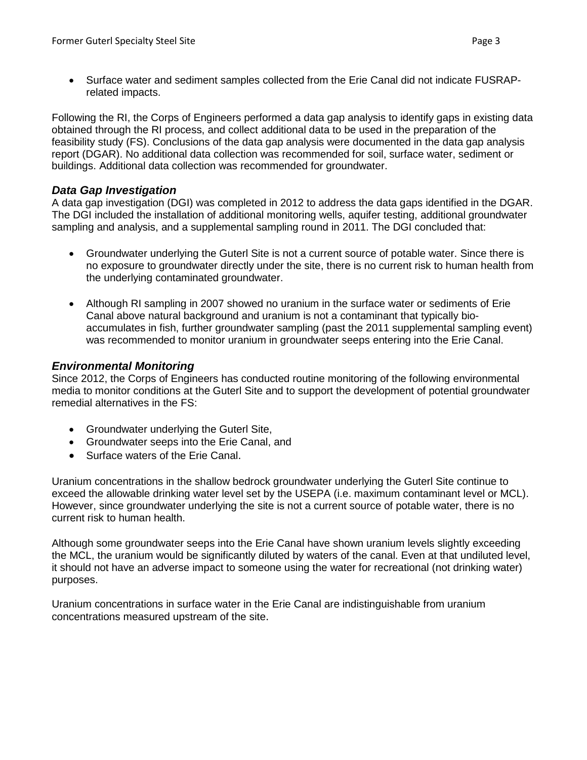- Surface water and sediment samples collected from the Erie Canal did not indicate FUSRAP-related impacts.

Following the RI, the Corps of Engineers performed a data gap analysis to identify gaps in existing data obtained through the RI process, and collect additional data to be used in the preparation of the feasibility study (FS). Conclusions of the data gap analysis were documented in the data gap analysis report (DGAR). No additional data collection was recommended for soil, surface water, sediment or buildings. Additional data collection was recommended for groundwater.

### *Data Gap Investigation*

A data gap investigation (DGI) was completed in 2012 to address the data gaps identified in the DGAR. The DGI included the installation of additional monitoring wells, aquifer testing, additional groundwater sampling and analysis, and a supplemental sampling round in 2011. The DGI concluded that:

- Groundwater underlying the Guterl Site is not a current source of potable water. Since there is no exposure to groundwater directly under the site, there is no current risk to human health from the underlying contaminated groundwater.

- Although RI sampling in 2007 showed no uranium in the surface water or sediments of Erie Canal above natural background and uranium is not a contaminant that typically bio-accumulates in fish, further groundwater sampling (past the 2011 supplemental sampling event) was recommended to monitor uranium in groundwater seeps entering into the Erie Canal.

### *Environmental Monitoring*

Since 2012, the Corps of Engineers has conducted routine monitoring of the following environmental media to monitor conditions at the Guterl Site and to support the development of potential groundwater remedial alternatives in the FS:

- Groundwater underlying the Guterl Site,
- Groundwater seeps into the Erie Canal, and
- Surface waters of the Erie Canal.

Uranium concentrations in the shallow bedrock groundwater underlying the Guterl Site continue to exceed the allowable drinking water level set by the USEPA (i.e. maximum contaminant level or MCL). However, since groundwater underlying the site is not a current source of potable water, there is no current risk to human health.

Although some groundwater seeps into the Erie Canal have shown uranium levels slightly exceeding the MCL, the uranium would be significantly diluted by waters of the canal. Even at that undiluted level, it should not have an adverse impact to someone using the water for recreational (not drinking water) purposes.

Uranium concentrations in surface water in the Erie Canal are indistinguishable from uranium concentrations measured upstream of the site.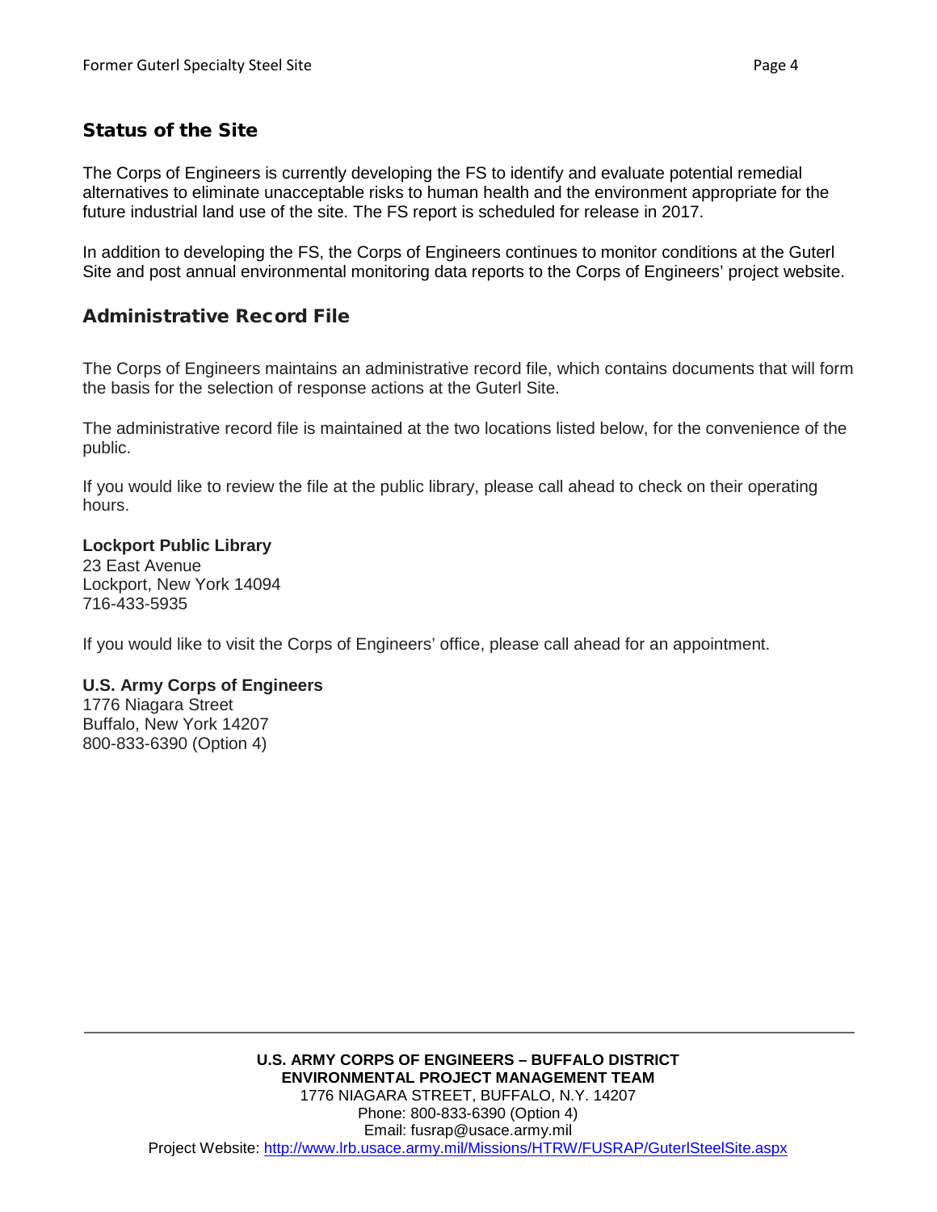## Status of the Site

The Corps of Engineers is currently developing the FS to identify and evaluate potential remedial alternatives to eliminate unacceptable risks to human health and the environment appropriate for the future industrial land use of the site. The FS report is scheduled for release in 2017.

In addition to developing the FS, the Corps of Engineers continues to monitor conditions at the Guterl Site and post annual environmental monitoring data reports to the Corps of Engineers' project website.

## Administrative Record File

The Corps of Engineers maintains an administrative record file, which contains documents that will form the basis for the selection of response actions at the Guterl Site.

The administrative record file is maintained at the two locations listed below, for the convenience of the public.

If you would like to review the file at the public library, please call ahead to check on their operating hours.

**Lockport Public Library**
23 East Avenue
Lockport, New York 14094
716-433-5935

If you would like to visit the Corps of Engineers' office, please call ahead for an appointment.

**U.S. Army Corps of Engineers**
1776 Niagara Street
Buffalo, New York 14207
800-833-6390 (Option 4)

---

**U.S. ARMY CORPS OF ENGINEERS – BUFFALO DISTRICT**
**ENVIRONMENTAL PROJECT MANAGEMENT TEAM**
1776 NIAGARA STREET, BUFFALO, N.Y. 14207
Phone: 800-833-6390 (Option 4)
Email: fusrap@usace.army.mil
Project Website: http://www.lrb.usace.army.mil/Missions/HTRW/FUSRAP/GuterlSteelSite.aspx